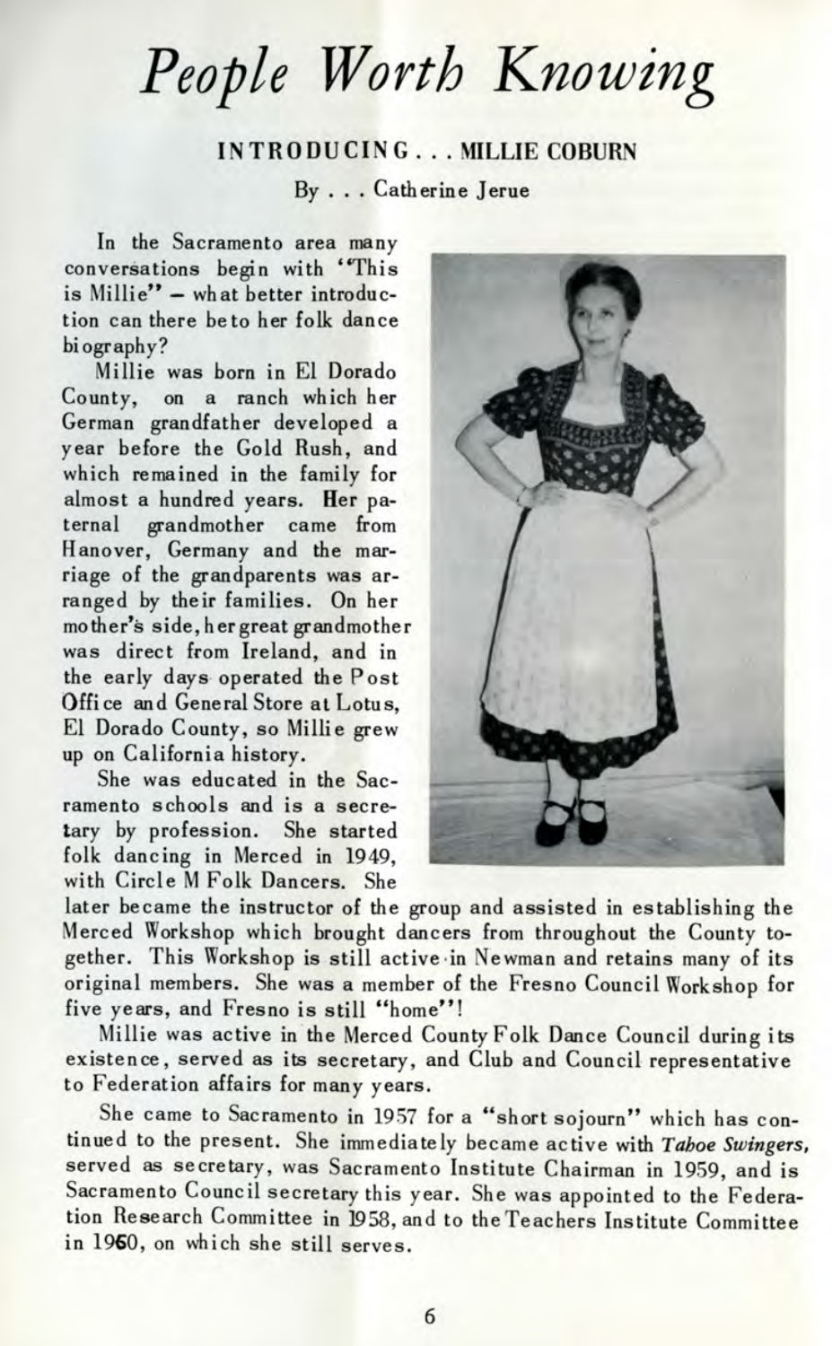# *People Worth Knowing*

### INTRODUCING . . . MILLIE COBURN

By . . . Catherine Jerue

In the Sacramento area many conversations begin with "This is Millie" – what better introduction can there be to her folk dance biography?

Millie was born in El Dorado County, on a ranch which her German grandfather developed a year before the Gold Rush, and which remained in the family for almost a hundred years. Her paternal grandmother came from Hanover, Germany and the marriage of the grandparents was arranged by their families. On her mother's side, her great grandmother was direct from Ireland, and in the early days operated the Post Office and General Store at Lotus, El Dorado County, so Millie grew up on California history.

She was educated in the Sacramento schools and is a secretary by profession. She started folk dancing in Merced in 1949, with Circle M Folk Dancers. She later became the instructor of the group and assisted in establishing the Merced Workshop which brought dancers from throughout the County together. This Workshop is still active in Newman and retains many of its original members. She was a member of the Fresno Council Workshop for five years, and Fresno is still "home"!

Millie was active in the Merced County Folk Dance Council during its existence, served as its secretary, and Club and Council representative to Federation affairs for many years.

She came to Sacramento in 1957 for a "short sojourn" which has continued to the present. She immediately became active with *Tahoe Swingers,* served as secretary, was Sacramento Institute Chairman in 1959, and is Sacramento Council secretary this year. She was appointed to the Federation Research Committee in 1958, and to the Teachers Institute Committee in 1960, on which she still serves.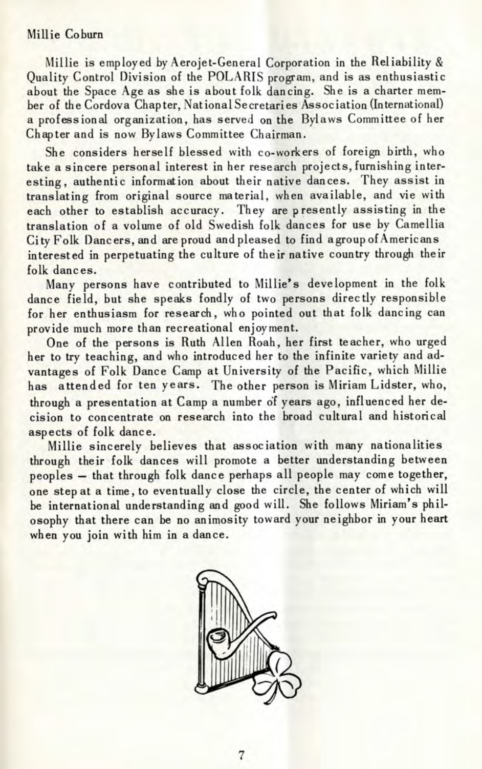Millie Coburn

Millie is employed by Aerojet-General Corporation in the Reliability & Quality Control Division of the POLARIS program, and is as enthusiastic about the Space Age as she is about folk dancing. She is a charter member of the Cordova Chapter, National Secretaries Association (International) a professional organization, has served on the Bylaws Committee of her Chapter and is now Bylaws Committee Chairman.

She considers herself blessed with co-workers of foreign birth, who take a sincere personal interest in her research projects, furnishing interesting, authentic information about their native dances. They assist in translating from original source material, when available, and vie with each other to establish accuracy. They are presently assisting in the translation of a volume of old Swedish folk dances for use by Camellia City Folk Dancers, and are proud and pleased to find a group of Americans interested in perpetuating the culture of their native country through their folk dances.

Many persons have contributed to Millie's development in the folk dance field, but she speaks fondly of two persons directly responsible for her enthusiasm for research, who pointed out that folk dancing can provide much more than recreational enjoyment.

One of the persons is Ruth Allen Roah, her first teacher, who urged her to try teaching, and who introduced her to the infinite variety and advantages of Folk Dance Camp at University of the Pacific, which Millie has attended for ten years. The other person is Miriam Lidster, who, through a presentation at Camp a number of years ago, influenced her decision to concentrate on research into the broad cultural and historical aspects of folk dance.

Millie sincerely believes that association with many nationalities through their folk dances will promote a better understanding between peoples — that through folk dance perhaps all people may come together, one step at a time, to eventually close the circle, the center of which will be international understanding and good will. She follows Miriam's philosophy that there can be no animosity toward your neighbor in your heart when you join with him in a dance.